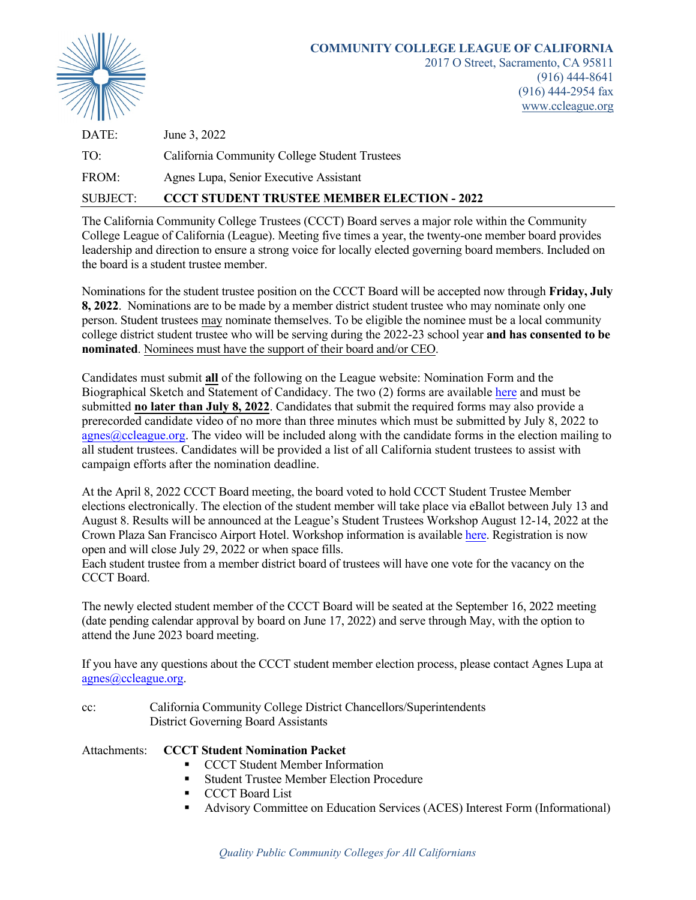**COMMUNITY COLLEGE LEAGUE OF CALIFORNIA**
2017 O Street, Sacramento, CA 95811
(916) 444-8641
(916) 444-2954 fax
www.ccleague.org

DATE: June 3, 2022

TO: California Community College Student Trustees

FROM: Agnes Lupa, Senior Executive Assistant

SUBJECT: **CCCT STUDENT TRUSTEE MEMBER ELECTION - 2022**

The California Community College Trustees (CCCT) Board serves a major role within the Community College League of California (League). Meeting five times a year, the twenty-one member board provides leadership and direction to ensure a strong voice for locally elected governing board members. Included on the board is a student trustee member.

Nominations for the student trustee position on the CCCT Board will be accepted now through **Friday, July 8, 2022**. Nominations are to be made by a member district student trustee who may nominate only one person. Student trustees may nominate themselves. To be eligible the nominee must be a local community college district student trustee who will be serving during the 2022-23 school year **and has consented to be nominated**. Nominees must have the support of their board and/or CEO.

Candidates must submit **all** of the following on the League website: Nomination Form and the Biographical Sketch and Statement of Candidacy. The two (2) forms are available here and must be submitted **no later than July 8, 2022**. Candidates that submit the required forms may also provide a prerecorded candidate video of no more than three minutes which must be submitted by July 8, 2022 to agnes@ccleague.org. The video will be included along with the candidate forms in the election mailing to all student trustees. Candidates will be provided a list of all California student trustees to assist with campaign efforts after the nomination deadline.

At the April 8, 2022 CCCT Board meeting, the board voted to hold CCCT Student Trustee Member elections electronically. The election of the student member will take place via eBallot between July 13 and August 8. Results will be announced at the League's Student Trustees Workshop August 12-14, 2022 at the Crown Plaza San Francisco Airport Hotel. Workshop information is available here. Registration is now open and will close July 29, 2022 or when space fills.
Each student trustee from a member district board of trustees will have one vote for the vacancy on the CCCT Board.

The newly elected student member of the CCCT Board will be seated at the September 16, 2022 meeting (date pending calendar approval by board on June 17, 2022) and serve through May, with the option to attend the June 2023 board meeting.

If you have any questions about the CCCT student member election process, please contact Agnes Lupa at agnes@ccleague.org.

cc: California Community College District Chancellors/Superintendents
District Governing Board Assistants

Attachments: **CCCT Student Nomination Packet**

- CCCT Student Member Information
- Student Trustee Member Election Procedure
- CCCT Board List
- Advisory Committee on Education Services (ACES) Interest Form (Informational)

*Quality Public Community Colleges for All Californians*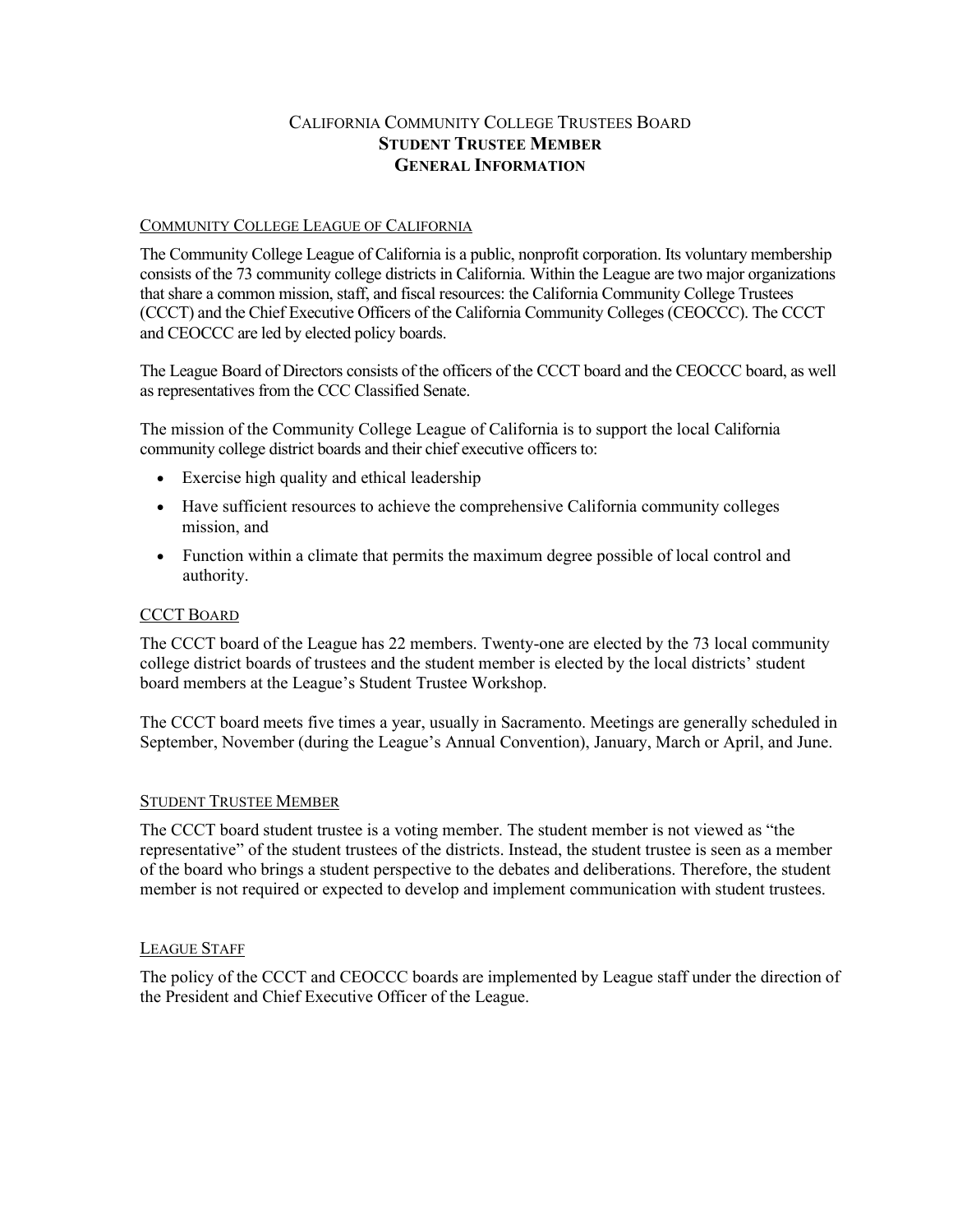# California Community College Trustees Board
# **Student Trustee Member**
# **General Information**

## Community College League of California

The Community College League of California is a public, nonprofit corporation. Its voluntary membership consists of the 73 community college districts in California. Within the League are two major organizations that share a common mission, staff, and fiscal resources: the California Community College Trustees (CCCT) and the Chief Executive Officers of the California Community Colleges (CEOCCC). The CCCT and CEOCCC are led by elected policy boards.

The League Board of Directors consists of the officers of the CCCT board and the CEOCCC board, as well as representatives from the CCC Classified Senate.

The mission of the Community College League of California is to support the local California community college district boards and their chief executive officers to:

- Exercise high quality and ethical leadership
- Have sufficient resources to achieve the comprehensive California community colleges mission, and
- Function within a climate that permits the maximum degree possible of local control and authority.

## CCCT Board

The CCCT board of the League has 22 members. Twenty-one are elected by the 73 local community college district boards of trustees and the student member is elected by the local districts' student board members at the League's Student Trustee Workshop.

The CCCT board meets five times a year, usually in Sacramento. Meetings are generally scheduled in September, November (during the League's Annual Convention), January, March or April, and June.

## Student Trustee Member

The CCCT board student trustee is a voting member. The student member is not viewed as "the representative" of the student trustees of the districts. Instead, the student trustee is seen as a member of the board who brings a student perspective to the debates and deliberations. Therefore, the student member is not required or expected to develop and implement communication with student trustees.

## League Staff

The policy of the CCCT and CEOCCC boards are implemented by League staff under the direction of the President and Chief Executive Officer of the League.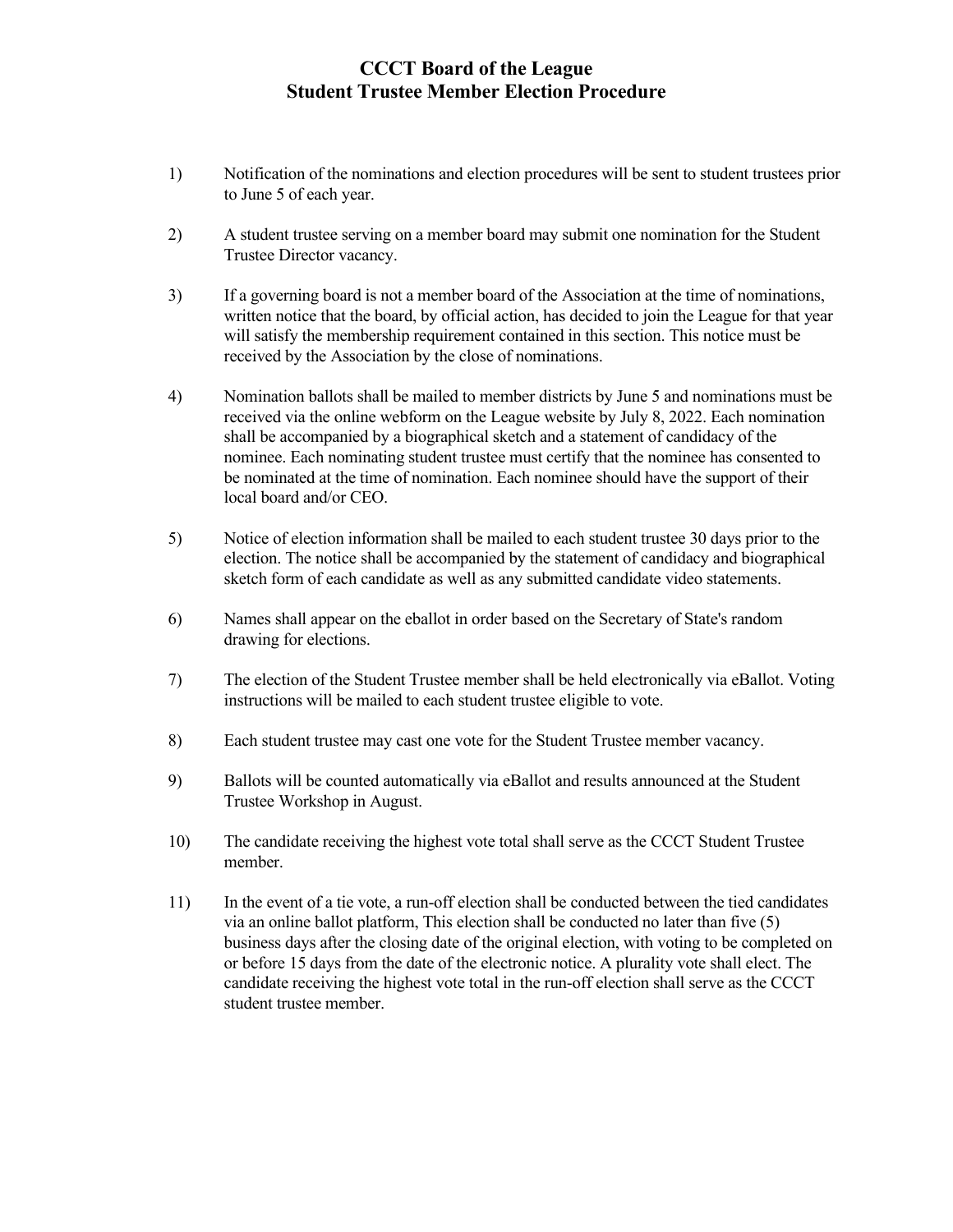# CCCT Board of the League
# Student Trustee Member Election Procedure

1) Notification of the nominations and election procedures will be sent to student trustees prior to June 5 of each year.

2) A student trustee serving on a member board may submit one nomination for the Student Trustee Director vacancy.

3) If a governing board is not a member board of the Association at the time of nominations, written notice that the board, by official action, has decided to join the League for that year will satisfy the membership requirement contained in this section. This notice must be received by the Association by the close of nominations.

4) Nomination ballots shall be mailed to member districts by June 5 and nominations must be received via the online webform on the League website by July 8, 2022. Each nomination shall be accompanied by a biographical sketch and a statement of candidacy of the nominee. Each nominating student trustee must certify that the nominee has consented to be nominated at the time of nomination. Each nominee should have the support of their local board and/or CEO.

5) Notice of election information shall be mailed to each student trustee 30 days prior to the election. The notice shall be accompanied by the statement of candidacy and biographical sketch form of each candidate as well as any submitted candidate video statements.

6) Names shall appear on the eballot in order based on the Secretary of State's random drawing for elections.

7) The election of the Student Trustee member shall be held electronically via eBallot. Voting instructions will be mailed to each student trustee eligible to vote.

8) Each student trustee may cast one vote for the Student Trustee member vacancy.

9) Ballots will be counted automatically via eBallot and results announced at the Student Trustee Workshop in August.

10) The candidate receiving the highest vote total shall serve as the CCCT Student Trustee member.

11) In the event of a tie vote, a run-off election shall be conducted between the tied candidates via an online ballot platform, This election shall be conducted no later than five (5) business days after the closing date of the original election, with voting to be completed on or before 15 days from the date of the electronic notice. A plurality vote shall elect. The candidate receiving the highest vote total in the run-off election shall serve as the CCCT student trustee member.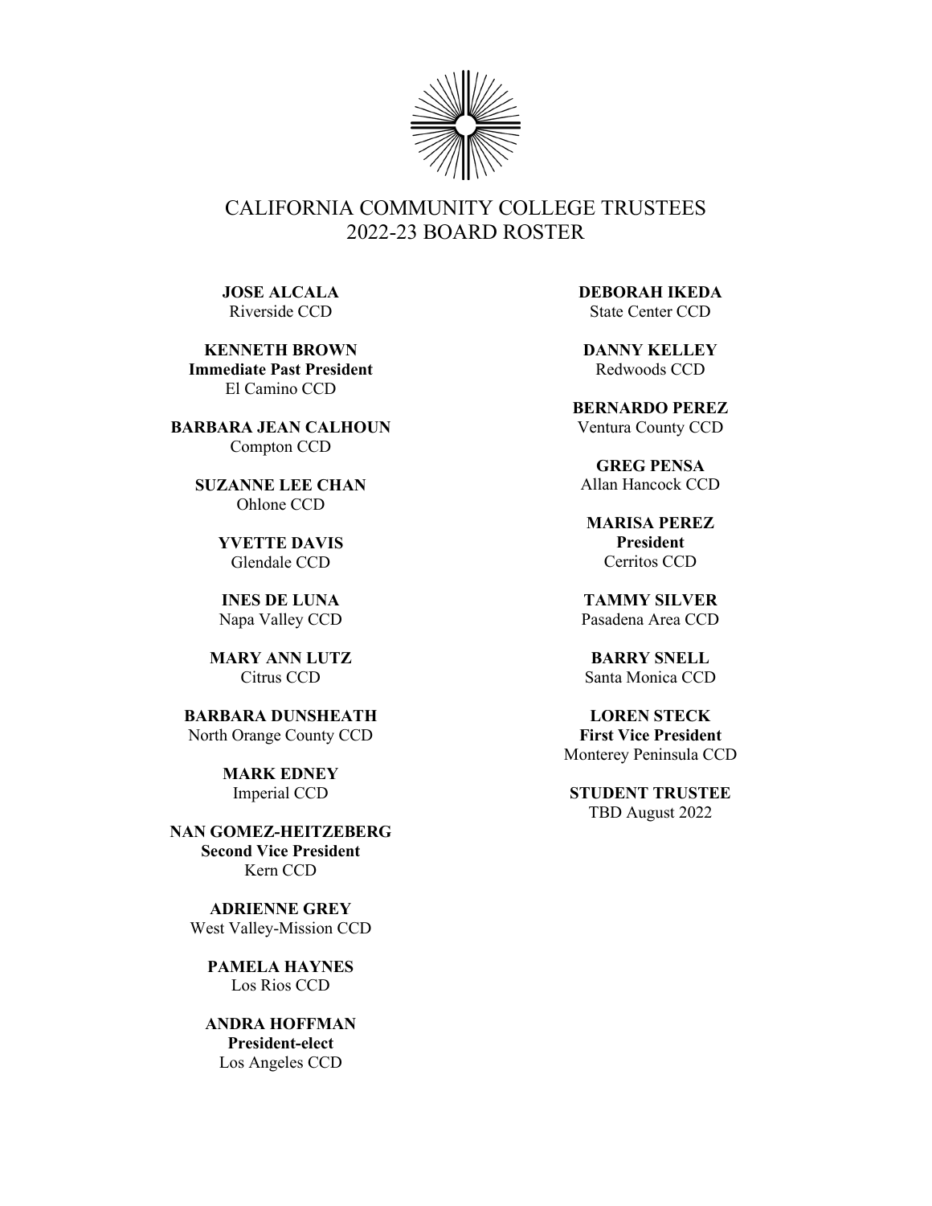# CALIFORNIA COMMUNITY COLLEGE TRUSTEES
## 2022-23 BOARD ROSTER

**JOSE ALCALA**
Riverside CCD

**KENNETH BROWN**
**Immediate Past President**
El Camino CCD

**BARBARA JEAN CALHOUN**
Compton CCD

**SUZANNE LEE CHAN**
Ohlone CCD

**YVETTE DAVIS**
Glendale CCD

**INES DE LUNA**
Napa Valley CCD

**MARY ANN LUTZ**
Citrus CCD

**BARBARA DUNSHEATH**
North Orange County CCD

**MARK EDNEY**
Imperial CCD

**NAN GOMEZ-HEITZEBERG**
**Second Vice President**
Kern CCD

**ADRIENNE GREY**
West Valley-Mission CCD

**PAMELA HAYNES**
Los Rios CCD

**ANDRA HOFFMAN**
**President-elect**
Los Angeles CCD

**DEBORAH IKEDA**
State Center CCD

**DANNY KELLEY**
Redwoods CCD

**BERNARDO PEREZ**
Ventura County CCD

**GREG PENSA**
Allan Hancock CCD

**MARISA PEREZ**
**President**
Cerritos CCD

**TAMMY SILVER**
Pasadena Area CCD

**BARRY SNELL**
Santa Monica CCD

**LOREN STECK**
**First Vice President**
Monterey Peninsula CCD

**STUDENT TRUSTEE**
TBD August 2022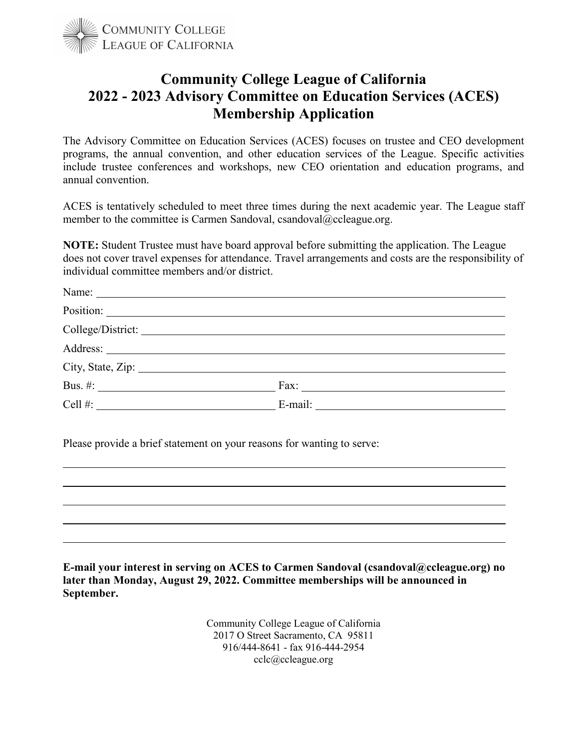COMMUNITY COLLEGE LEAGUE OF CALIFORNIA

# Community College League of California
# 2022 - 2023 Advisory Committee on Education Services (ACES)
# Membership Application

The Advisory Committee on Education Services (ACES) focuses on trustee and CEO development programs, the annual convention, and other education services of the League. Specific activities include trustee conferences and workshops, new CEO orientation and education programs, and annual convention.

ACES is tentatively scheduled to meet three times during the next academic year. The League staff member to the committee is Carmen Sandoval, csandoval@ccleague.org.

**NOTE:** Student Trustee must have board approval before submitting the application. The League does not cover travel expenses for attendance. Travel arrangements and costs are the responsibility of individual committee members and/or district.

Name: ______________________________________________

Position: ______________________________________________

College/District: ______________________________________________

Address: ______________________________________________

City, State, Zip: ______________________________________________

Bus. #: ____________________ Fax: ____________________

Cell #: ____________________ E-mail: ____________________

Please provide a brief statement on your reasons for wanting to serve:

______________________________________________

______________________________________________

______________________________________________

______________________________________________

______________________________________________

**E-mail your interest in serving on ACES to Carmen Sandoval (csandoval@ccleague.org) no later than Monday, August 29, 2022. Committee memberships will be announced in September.**

Community College League of California
2017 O Street Sacramento, CA 95811
916/444-8641 - fax 916-444-2954
cclc@ccleague.org